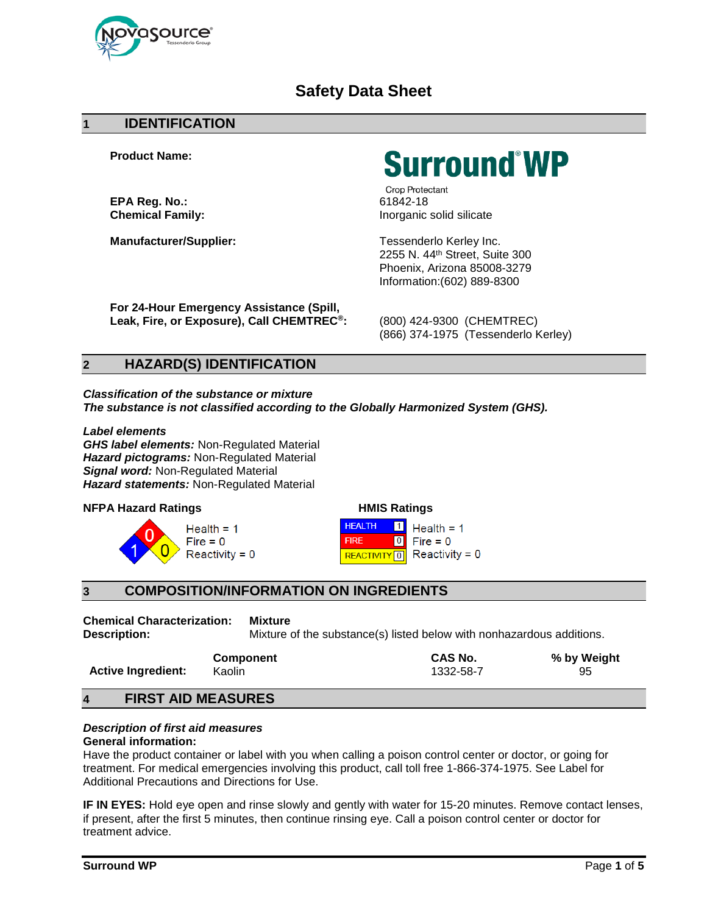# Safety Data Sheet

## 1 IDENTIFICATION

**Product Name:** Surround® WP Crop Protectant

**EPA Reg. No.:** 61842-18
**Chemical Family:** Inorganic solid silicate

**Manufacturer/Supplier:**
Tessenderlo Kerley Inc.
2255 N. 44th Street, Suite 300
Phoenix, Arizona 85008-3279
Information:(602) 889-8300

**For 24-Hour Emergency Assistance (Spill, Leak, Fire, or Exposure), Call CHEMTREC®:**
(800) 424-9300 (CHEMTREC)
(866) 374-1975 (Tessenderlo Kerley)

## 2 HAZARD(S) IDENTIFICATION

***Classification of the substance or mixture***
***The substance is not classified according to the Globally Harmonized System (GHS).***

***Label elements***
***GHS label elements:*** Non-Regulated Material
***Hazard pictograms:*** Non-Regulated Material
***Signal word:*** Non-Regulated Material
***Hazard statements:*** Non-Regulated Material

**NFPA Hazard Ratings**

Health = 1
Fire = 0
Reactivity = 0

**HMIS Ratings**

| HMIS | Rating |
|---|---|
| HEALTH | 1 |
| FIRE | 0 |
| REACTIVITY | 0 |

Health = 1
Fire = 0
Reactivity = 0

## 3 COMPOSITION/INFORMATION ON INGREDIENTS

**Chemical Characterization:** **Mixture**
**Description:** Mixture of the substance(s) listed below with nonhazardous additions.

| | Component | CAS No. | % by Weight |
|---|---|---|---|
| **Active Ingredient:** | Kaolin | 1332-58-7 | 95 |

## 4 FIRST AID MEASURES

***Description of first aid measures***
**General information:**
Have the product container or label with you when calling a poison control center or doctor, or going for treatment. For medical emergencies involving this product, call toll free 1-866-374-1975. See Label for Additional Precautions and Directions for Use.

**IF IN EYES:** Hold eye open and rinse slowly and gently with water for 15-20 minutes. Remove contact lenses, if present, after the first 5 minutes, then continue rinsing eye. Call a poison control center or doctor for treatment advice.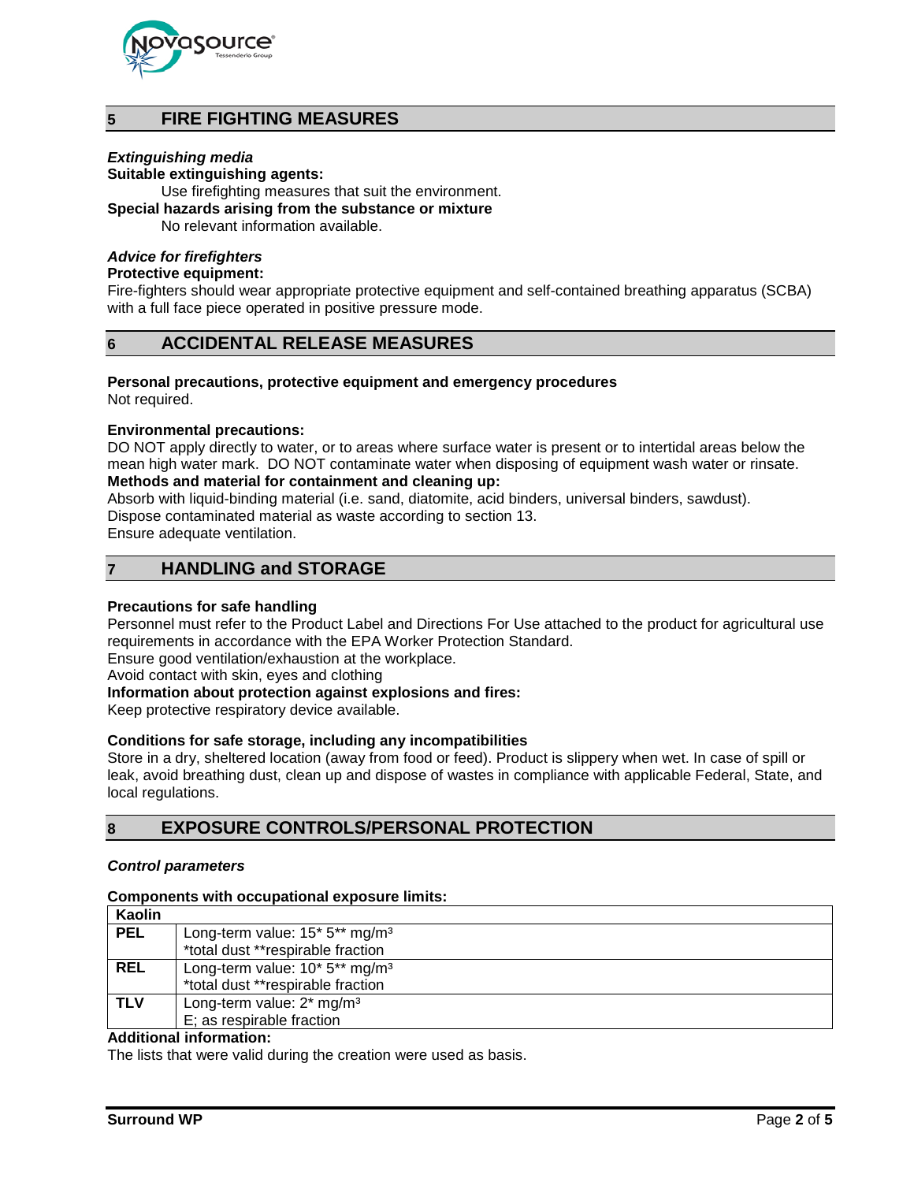## 5 FIRE FIGHTING MEASURES

***Extinguishing media***

**Suitable extinguishing agents:**

Use firefighting measures that suit the environment.

**Special hazards arising from the substance or mixture**

No relevant information available.

***Advice for firefighters***

**Protective equipment:**

Fire-fighters should wear appropriate protective equipment and self-contained breathing apparatus (SCBA) with a full face piece operated in positive pressure mode.

## 6 ACCIDENTAL RELEASE MEASURES

**Personal precautions, protective equipment and emergency procedures**

Not required.

**Environmental precautions:**

DO NOT apply directly to water, or to areas where surface water is present or to intertidal areas below the mean high water mark. DO NOT contaminate water when disposing of equipment wash water or rinsate.

**Methods and material for containment and cleaning up:**

Absorb with liquid-binding material (i.e. sand, diatomite, acid binders, universal binders, sawdust).
Dispose contaminated material as waste according to section 13.
Ensure adequate ventilation.

## 7 HANDLING and STORAGE

**Precautions for safe handling**

Personnel must refer to the Product Label and Directions For Use attached to the product for agricultural use requirements in accordance with the EPA Worker Protection Standard.
Ensure good ventilation/exhaustion at the workplace.
Avoid contact with skin, eyes and clothing

**Information about protection against explosions and fires:**

Keep protective respiratory device available.

**Conditions for safe storage, including any incompatibilities**

Store in a dry, sheltered location (away from food or feed). Product is slippery when wet. In case of spill or leak, avoid breathing dust, clean up and dispose of wastes in compliance with applicable Federal, State, and local regulations.

## 8 EXPOSURE CONTROLS/PERSONAL PROTECTION

***Control parameters***

**Components with occupational exposure limits:**

| **Kaolin** | |
|---|---|
| **PEL** | Long-term value: 15* 5** mg/m³<br>*total dust **respirable fraction |
| **REL** | Long-term value: 10* 5** mg/m³<br>*total dust **respirable fraction |
| **TLV** | Long-term value: 2* mg/m³<br>E; as respirable fraction |

**Additional information:**

The lists that were valid during the creation were used as basis.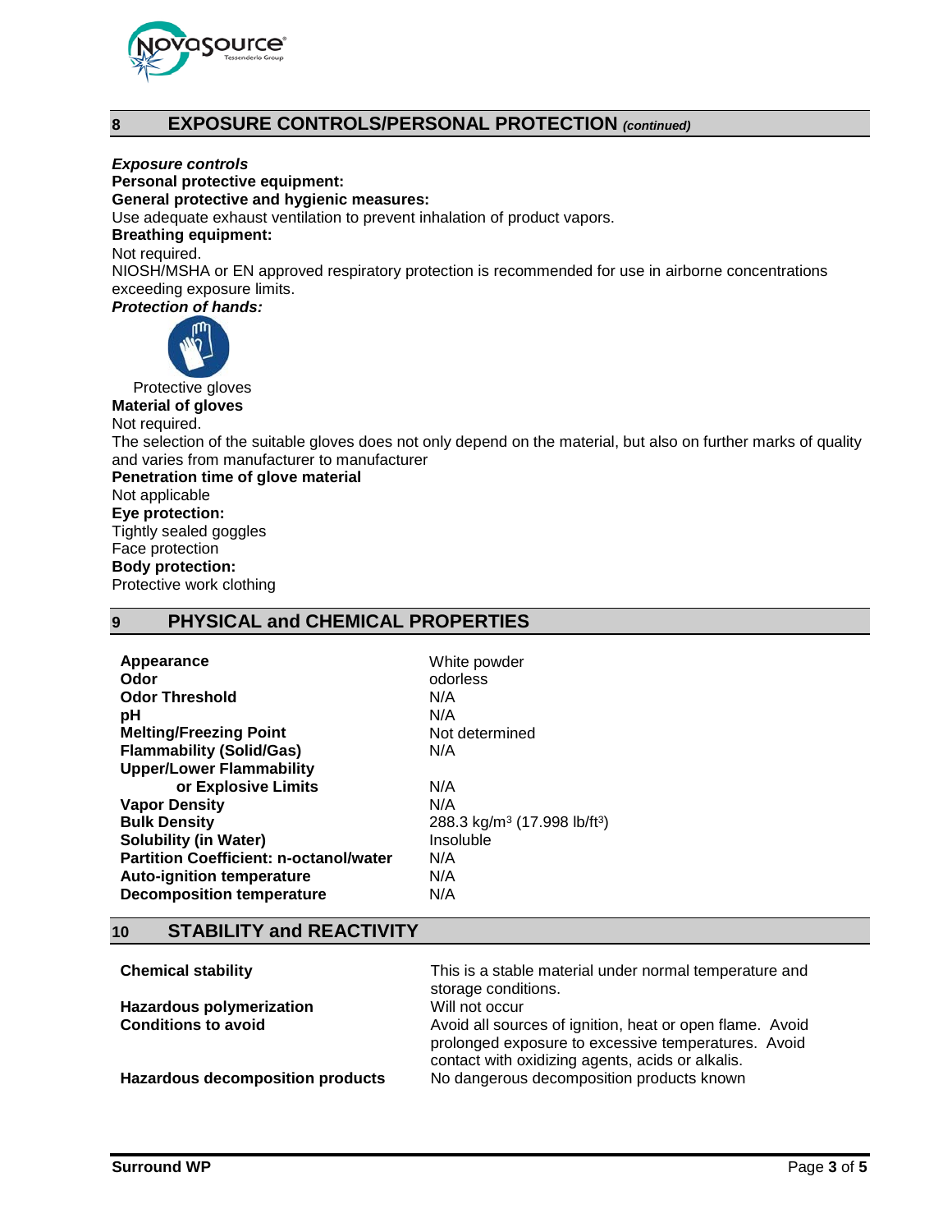## 8 EXPOSURE CONTROLS/PERSONAL PROTECTION *(continued)*

***Exposure controls***

**Personal protective equipment:**

**General protective and hygienic measures:**

Use adequate exhaust ventilation to prevent inhalation of product vapors.

**Breathing equipment:**

Not required.

NIOSH/MSHA or EN approved respiratory protection is recommended for use in airborne concentrations exceeding exposure limits.

***Protection of hands:***

Protective gloves

**Material of gloves**

Not required.

The selection of the suitable gloves does not only depend on the material, but also on further marks of quality and varies from manufacturer to manufacturer

**Penetration time of glove material**

Not applicable

**Eye protection:**

Tightly sealed goggles

Face protection

**Body protection:**

Protective work clothing

## 9 PHYSICAL and CHEMICAL PROPERTIES

| | |
|---|---|
| **Appearance** | White powder |
| **Odor** | odorless |
| **Odor Threshold** | N/A |
| **pH** | N/A |
| **Melting/Freezing Point** | Not determined |
| **Flammability (Solid/Gas)** | N/A |
| **Upper/Lower Flammability or Explosive Limits** | N/A |
| **Vapor Density** | N/A |
| **Bulk Density** | 288.3 $kg/m^3$ (17.998 $lb/ft^3$) |
| **Solubility (in Water)** | Insoluble |
| **Partition Coefficient: n-octanol/water** | N/A |
| **Auto-ignition temperature** | N/A |
| **Decomposition temperature** | N/A |

## 10 STABILITY and REACTIVITY

| | |
|---|---|
| **Chemical stability** | This is a stable material under normal temperature and storage conditions. |
| **Hazardous polymerization** | Will not occur |
| **Conditions to avoid** | Avoid all sources of ignition, heat or open flame. Avoid prolonged exposure to excessive temperatures. Avoid contact with oxidizing agents, acids or alkalis. |
| **Hazardous decomposition products** | No dangerous decomposition products known |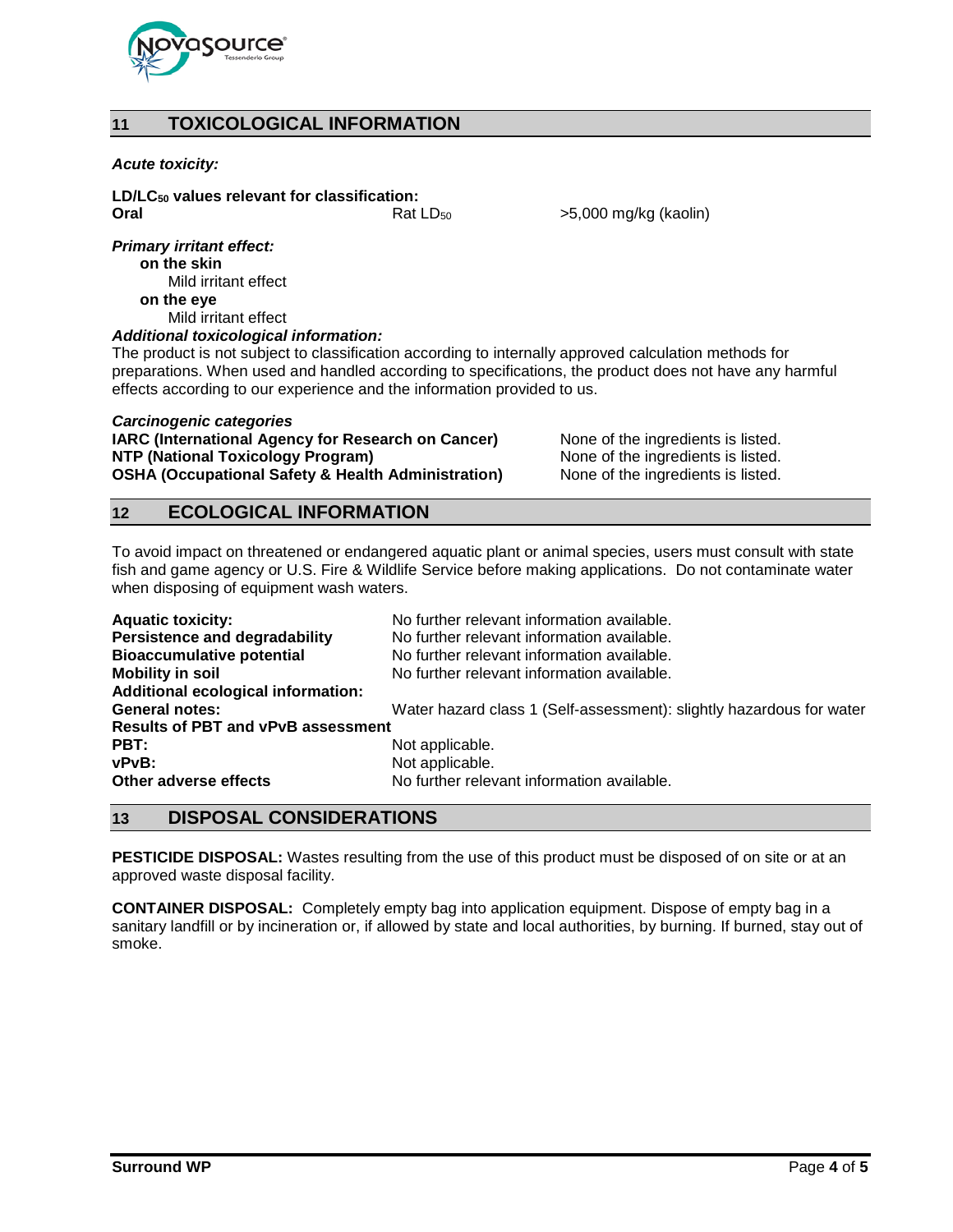## 11 TOXICOLOGICAL INFORMATION

***Acute toxicity:***

**$LD/LC_{50}$ values relevant for classification:**

| | | |
|---|---|---|
| **Oral** | Rat $LD_{50}$ | >5,000 mg/kg (kaolin) |

***Primary irritant effect:***

**on the skin**
Mild irritant effect

**on the eye**
Mild irritant effect

***Additional toxicological information:***

The product is not subject to classification according to internally approved calculation methods for preparations. When used and handled according to specifications, the product does not have any harmful effects according to our experience and the information provided to us.

***Carcinogenic categories***

| | |
|---|---|
| **IARC (International Agency for Research on Cancer)** | None of the ingredients is listed. |
| **NTP (National Toxicology Program)** | None of the ingredients is listed. |
| **OSHA (Occupational Safety & Health Administration)** | None of the ingredients is listed. |

## 12 ECOLOGICAL INFORMATION

To avoid impact on threatened or endangered aquatic plant or animal species, users must consult with state fish and game agency or U.S. Fire & Wildlife Service before making applications. Do not contaminate water when disposing of equipment wash waters.

| | |
|---|---|
| **Aquatic toxicity:** | No further relevant information available. |
| **Persistence and degradability** | No further relevant information available. |
| **Bioaccumulative potential** | No further relevant information available. |
| **Mobility in soil** | No further relevant information available. |
| **Additional ecological information:** | |
| **General notes:** | Water hazard class 1 (Self-assessment): slightly hazardous for water |
| **Results of PBT and vPvB assessment** | |
| **PBT:** | Not applicable. |
| **vPvB:** | Not applicable. |
| **Other adverse effects** | No further relevant information available. |

## 13 DISPOSAL CONSIDERATIONS

**PESTICIDE DISPOSAL:** Wastes resulting from the use of this product must be disposed of on site or at an approved waste disposal facility.

**CONTAINER DISPOSAL:** Completely empty bag into application equipment. Dispose of empty bag in a sanitary landfill or by incineration or, if allowed by state and local authorities, by burning. If burned, stay out of smoke.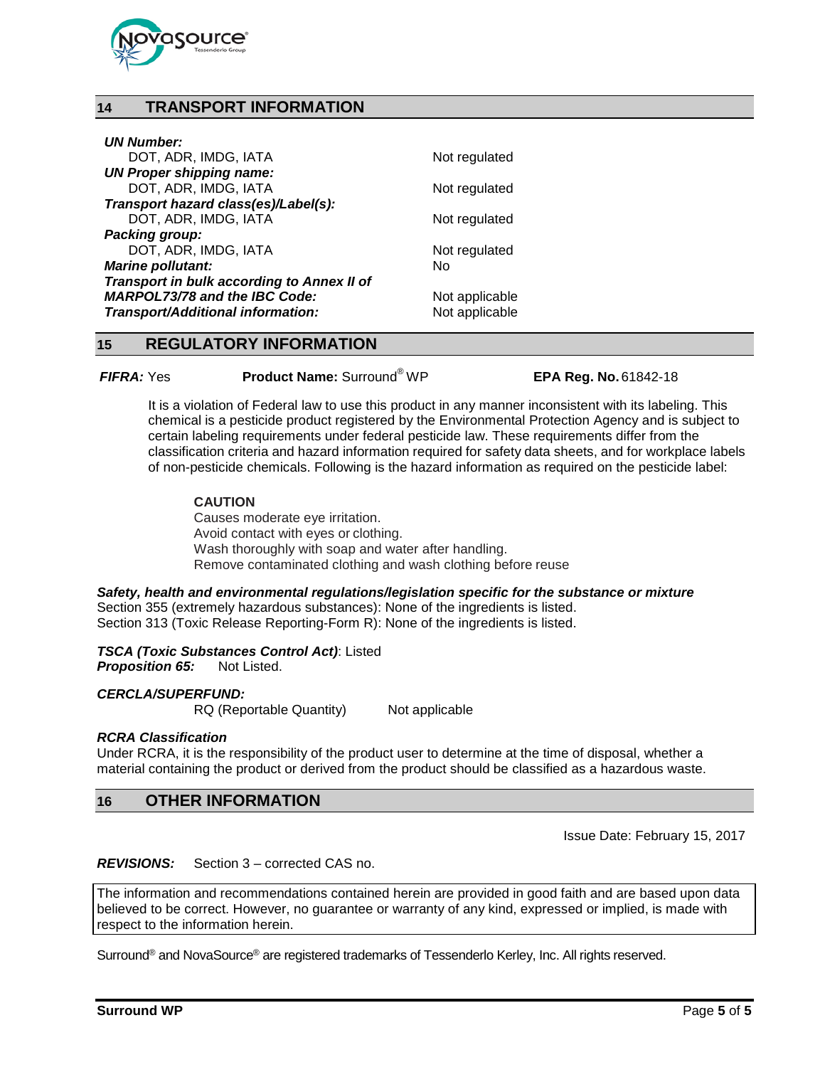## 14 TRANSPORT INFORMATION

| | |
|---|---|
| ***UN Number:*** | |
| DOT, ADR, IMDG, IATA | Not regulated |
| ***UN Proper shipping name:*** | |
| DOT, ADR, IMDG, IATA | Not regulated |
| ***Transport hazard class(es)/Label(s):*** | |
| DOT, ADR, IMDG, IATA | Not regulated |
| ***Packing group:*** | |
| DOT, ADR, IMDG, IATA | Not regulated |
| ***Marine pollutant:*** | No |
| ***Transport in bulk according to Annex II of MARPOL73/78 and the IBC Code:*** | Not applicable |
| ***Transport/Additional information:*** | Not applicable |

## 15 REGULATORY INFORMATION

***FIFRA:*** Yes **Product Name:** Surround® WP **EPA Reg. No.** 61842-18

It is a violation of Federal law to use this product in any manner inconsistent with its labeling. This chemical is a pesticide product registered by the Environmental Protection Agency and is subject to certain labeling requirements under federal pesticide law. These requirements differ from the classification criteria and hazard information required for safety data sheets, and for workplace labels of non-pesticide chemicals. Following is the hazard information as required on the pesticide label:

**CAUTION**
Causes moderate eye irritation.
Avoid contact with eyes or clothing.
Wash thoroughly with soap and water after handling.
Remove contaminated clothing and wash clothing before reuse

***Safety, health and environmental regulations/legislation specific for the substance or mixture***
Section 355 (extremely hazardous substances): None of the ingredients is listed.
Section 313 (Toxic Release Reporting-Form R): None of the ingredients is listed.

***TSCA (Toxic Substances Control Act)***: Listed
***Proposition 65:*** Not Listed.

***CERCLA/SUPERFUND:***
RQ (Reportable Quantity) Not applicable

***RCRA Classification***
Under RCRA, it is the responsibility of the product user to determine at the time of disposal, whether a material containing the product or derived from the product should be classified as a hazardous waste.

## 16 OTHER INFORMATION

Issue Date: February 15, 2017

***REVISIONS:*** Section 3 – corrected CAS no.

The information and recommendations contained herein are provided in good faith and are based upon data believed to be correct. However, no guarantee or warranty of any kind, expressed or implied, is made with respect to the information herein.

Surround® and NovaSource® are registered trademarks of Tessenderlo Kerley, Inc. All rights reserved.